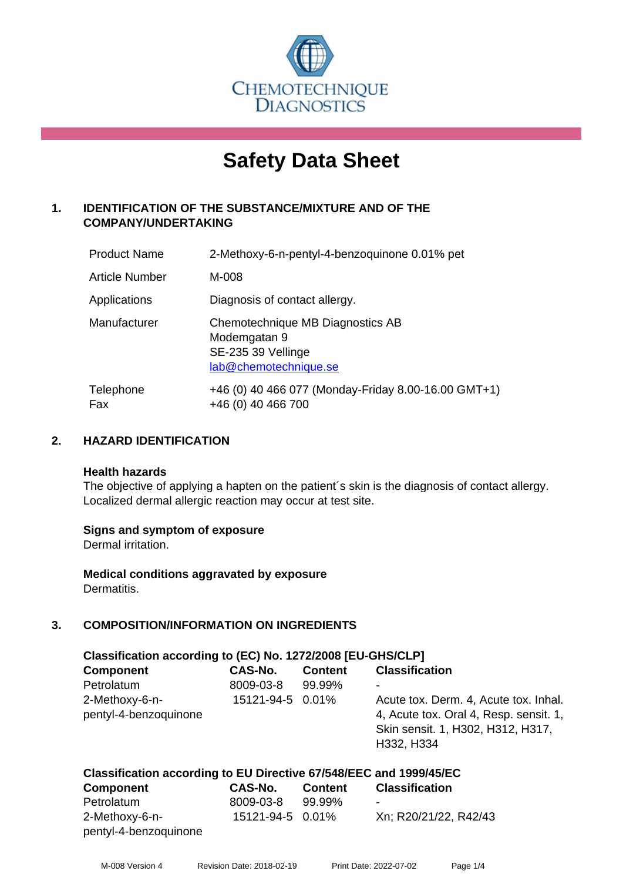CHEMOTECHNIQUE DIAGNOSTICS

# Safety Data Sheet

## 1. IDENTIFICATION OF THE SUBSTANCE/MIXTURE AND OF THE COMPANY/UNDERTAKING

| | |
|---|---|
| Product Name | 2-Methoxy-6-n-pentyl-4-benzoquinone 0.01% pet |
| Article Number | M-008 |
| Applications | Diagnosis of contact allergy. |
| Manufacturer | Chemotechnique MB Diagnostics AB<br>Modemgatan 9<br>SE-235 39 Vellinge<br>lab@chemotechnique.se |
| Telephone<br>Fax | +46 (0) 40 466 077 (Monday-Friday 8.00-16.00 GMT+1)<br>+46 (0) 40 466 700 |

## 2. HAZARD IDENTIFICATION

**Health hazards**

The objective of applying a hapten on the patient´s skin is the diagnosis of contact allergy. Localized dermal allergic reaction may occur at test site.

**Signs and symptom of exposure**

Dermal irritation.

**Medical conditions aggravated by exposure**

Dermatitis.

## 3. COMPOSITION/INFORMATION ON INGREDIENTS

**Classification according to (EC) No. 1272/2008 [EU-GHS/CLP]**

| Component | CAS-No. | Content | Classification |
|---|---|---|---|
| Petrolatum | 8009-03-8 | 99.99% | - |
| 2-Methoxy-6-n-pentyl-4-benzoquinone | 15121-94-5 | 0.01% | Acute tox. Derm. 4, Acute tox. Inhal. 4, Acute tox. Oral 4, Resp. sensit. 1, Skin sensit. 1, H302, H312, H317, H332, H334 |

**Classification according to EU Directive 67/548/EEC and 1999/45/EC**

| Component | CAS-No. | Content | Classification |
|---|---|---|---|
| Petrolatum | 8009-03-8 | 99.99% | - |
| 2-Methoxy-6-n-pentyl-4-benzoquinone | 15121-94-5 | 0.01% | Xn; R20/21/22, R42/43 |

M-008 Version 4 Revision Date: 2018-02-19 Print Date: 2022-07-02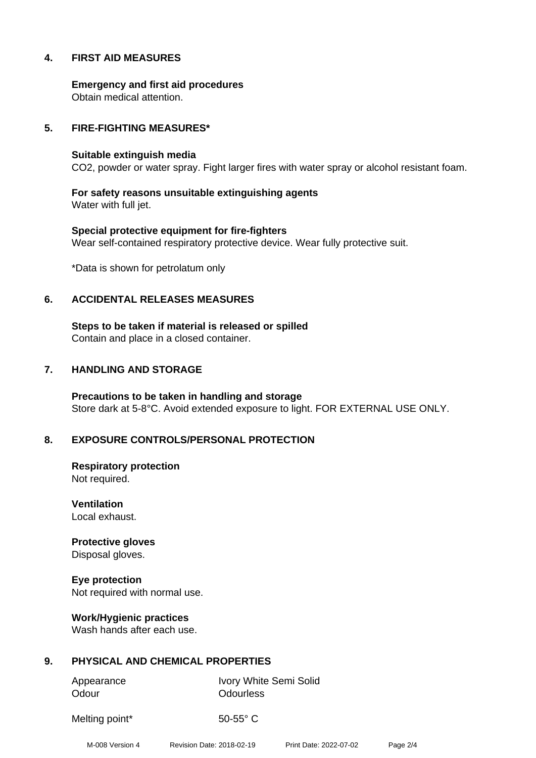## 4. FIRST AID MEASURES

**Emergency and first aid procedures**
Obtain medical attention.

## 5. FIRE-FIGHTING MEASURES*

**Suitable extinguish media**
$CO_2$, powder or water spray. Fight larger fires with water spray or alcohol resistant foam.

**For safety reasons unsuitable extinguishing agents**
Water with full jet.

**Special protective equipment for fire-fighters**
Wear self-contained respiratory protective device. Wear fully protective suit.

*Data is shown for petrolatum only

## 6. ACCIDENTAL RELEASES MEASURES

**Steps to be taken if material is released or spilled**
Contain and place in a closed container.

## 7. HANDLING AND STORAGE

**Precautions to be taken in handling and storage**
Store dark at 5-8°C. Avoid extended exposure to light. FOR EXTERNAL USE ONLY.

## 8. EXPOSURE CONTROLS/PERSONAL PROTECTION

**Respiratory protection**
Not required.

**Ventilation**
Local exhaust.

**Protective gloves**
Disposal gloves.

**Eye protection**
Not required with normal use.

**Work/Hygienic practices**
Wash hands after each use.

## 9. PHYSICAL AND CHEMICAL PROPERTIES

| | |
|---|---|
| Appearance | Ivory White Semi Solid |
| Odour | Odourless |
| Melting point* | 50-55° C |

M-008 Version 4 Revision Date: 2018-02-19 Print Date: 2022-07-02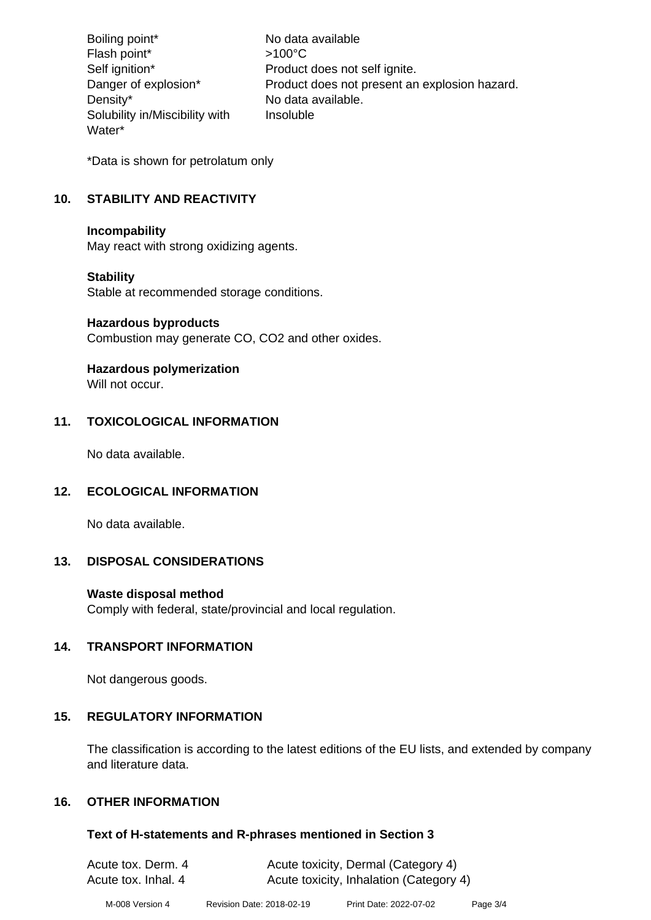| | |
|---|---|
| Boiling point* | No data available |
| Flash point* | >100°C |
| Self ignition* | Product does not self ignite. |
| Danger of explosion* | Product does not present an explosion hazard. |
| Density* | No data available. |
| Solubility in/Miscibility with Water* | Insoluble |

*Data is shown for petrolatum only

## 10. STABILITY AND REACTIVITY

**Incompability**
May react with strong oxidizing agents.

**Stability**
Stable at recommended storage conditions.

**Hazardous byproducts**
Combustion may generate CO, $CO_2$ and other oxides.

**Hazardous polymerization**
Will not occur.

## 11. TOXICOLOGICAL INFORMATION

No data available.

## 12. ECOLOGICAL INFORMATION

No data available.

## 13. DISPOSAL CONSIDERATIONS

**Waste disposal method**
Comply with federal, state/provincial and local regulation.

## 14. TRANSPORT INFORMATION

Not dangerous goods.

## 15. REGULATORY INFORMATION

The classification is according to the latest editions of the EU lists, and extended by company and literature data.

## 16. OTHER INFORMATION

**Text of H-statements and R-phrases mentioned in Section 3**

| | |
|---|---|
| Acute tox. Derm. 4 | Acute toxicity, Dermal (Category 4) |
| Acute tox. Inhal. 4 | Acute toxicity, Inhalation (Category 4) |

M-008 Version 4 Revision Date: 2018-02-19 Print Date: 2022-07-02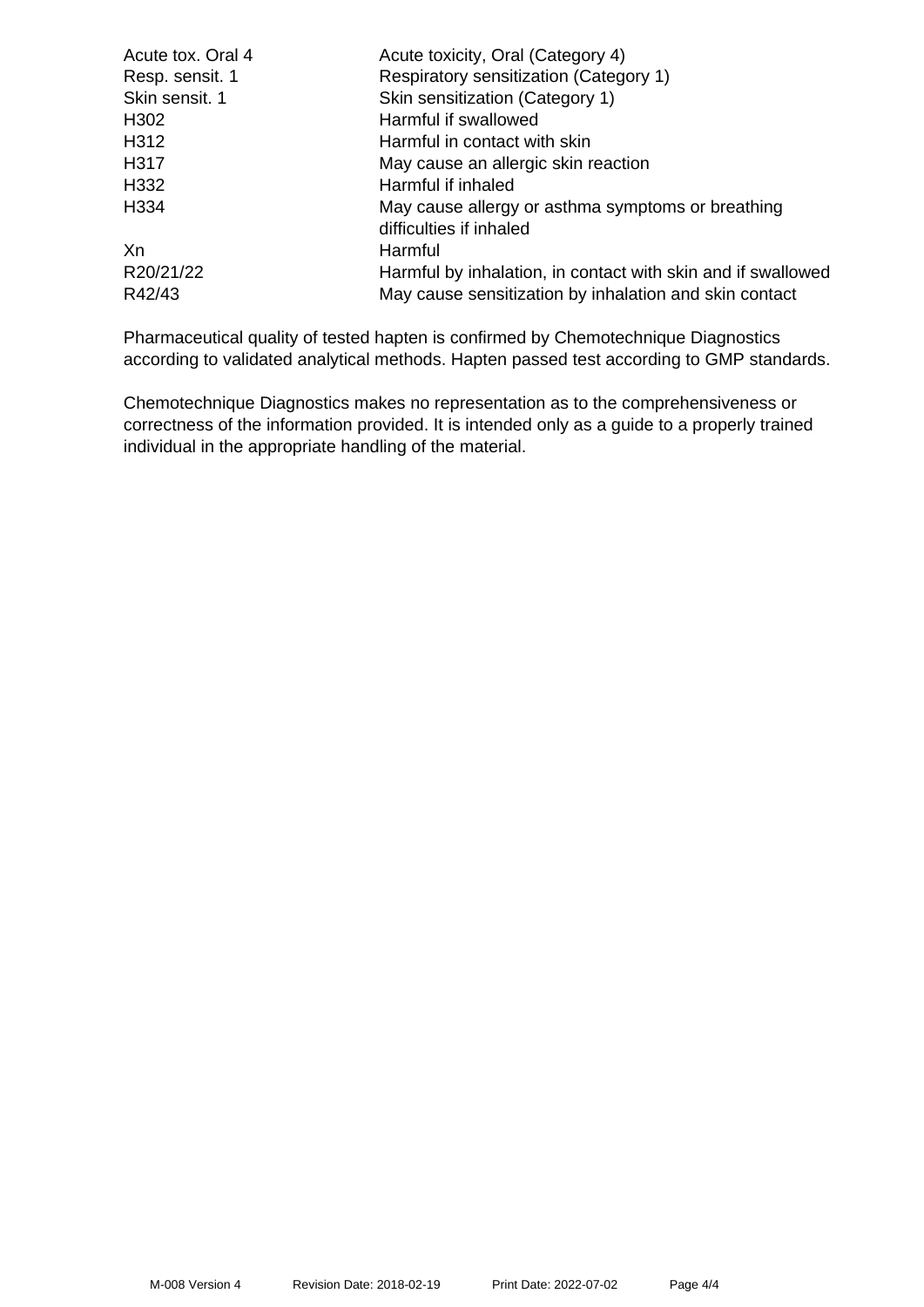| | |
|---|---|
| Acute tox. Oral 4 | Acute toxicity, Oral (Category 4) |
| Resp. sensit. 1 | Respiratory sensitization (Category 1) |
| Skin sensit. 1 | Skin sensitization (Category 1) |
| H302 | Harmful if swallowed |
| H312 | Harmful in contact with skin |
| H317 | May cause an allergic skin reaction |
| H332 | Harmful if inhaled |
| H334 | May cause allergy or asthma symptoms or breathing difficulties if inhaled |
| Xn | Harmful |
| R20/21/22 | Harmful by inhalation, in contact with skin and if swallowed |
| R42/43 | May cause sensitization by inhalation and skin contact |

Pharmaceutical quality of tested hapten is confirmed by Chemotechnique Diagnostics according to validated analytical methods. Hapten passed test according to GMP standards.

Chemotechnique Diagnostics makes no representation as to the comprehensiveness or correctness of the information provided. It is intended only as a guide to a properly trained individual in the appropriate handling of the material.